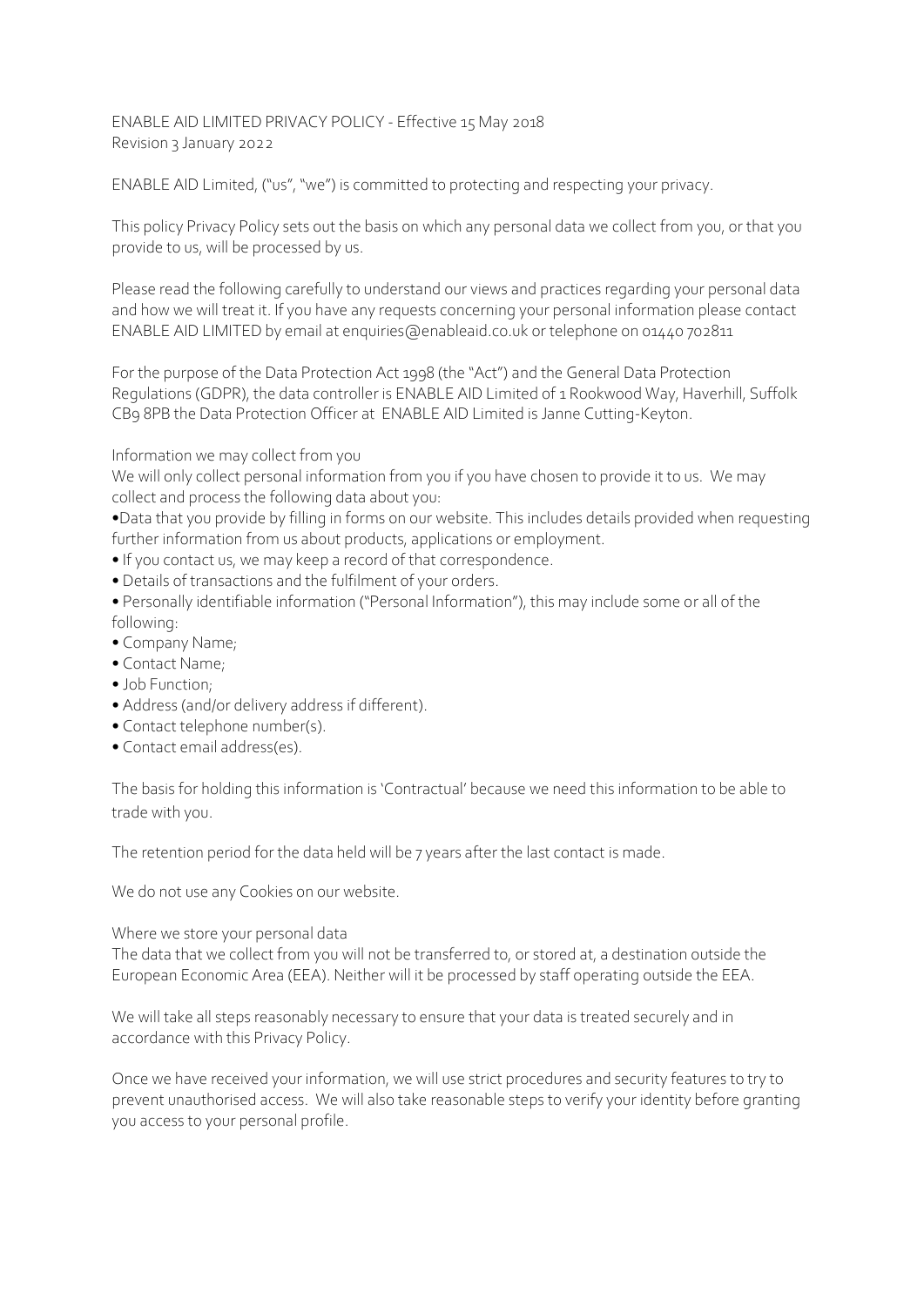ENABLE AID LIMITED PRIVACY POLICY - Effective 15 May 2018
Revision 3 January 2022

ENABLE AID Limited, ("us", "we") is committed to protecting and respecting your privacy.

This policy Privacy Policy sets out the basis on which any personal data we collect from you, or that you provide to us, will be processed by us.

Please read the following carefully to understand our views and practices regarding your personal data and how we will treat it. If you have any requests concerning your personal information please contact ENABLE AID LIMITED by email at enquiries@enableaid.co.uk or telephone on 01440 702811

For the purpose of the Data Protection Act 1998 (the "Act") and the General Data Protection Regulations (GDPR), the data controller is ENABLE AID Limited of 1 Rookwood Way, Haverhill, Suffolk CB9 8PB the Data Protection Officer at ENABLE AID Limited is Janne Cutting-Keyton.

## Information we may collect from you

We will only collect personal information from you if you have chosen to provide it to us. We may collect and process the following data about you:

- Data that you provide by filling in forms on our website. This includes details provided when requesting further information from us about products, applications or employment.
- If you contact us, we may keep a record of that correspondence.
- Details of transactions and the fulfilment of your orders.
- Personally identifiable information ("Personal Information"), this may include some or all of the following:
- Company Name;
- Contact Name;
- Job Function;
- Address (and/or delivery address if different).
- Contact telephone number(s).
- Contact email address(es).

The basis for holding this information is 'Contractual' because we need this information to be able to trade with you.

The retention period for the data held will be 7 years after the last contact is made.

We do not use any Cookies on our website.

## Where we store your personal data

The data that we collect from you will not be transferred to, or stored at, a destination outside the European Economic Area (EEA). Neither will it be processed by staff operating outside the EEA.

We will take all steps reasonably necessary to ensure that your data is treated securely and in accordance with this Privacy Policy.

Once we have received your information, we will use strict procedures and security features to try to prevent unauthorised access. We will also take reasonable steps to verify your identity before granting you access to your personal profile.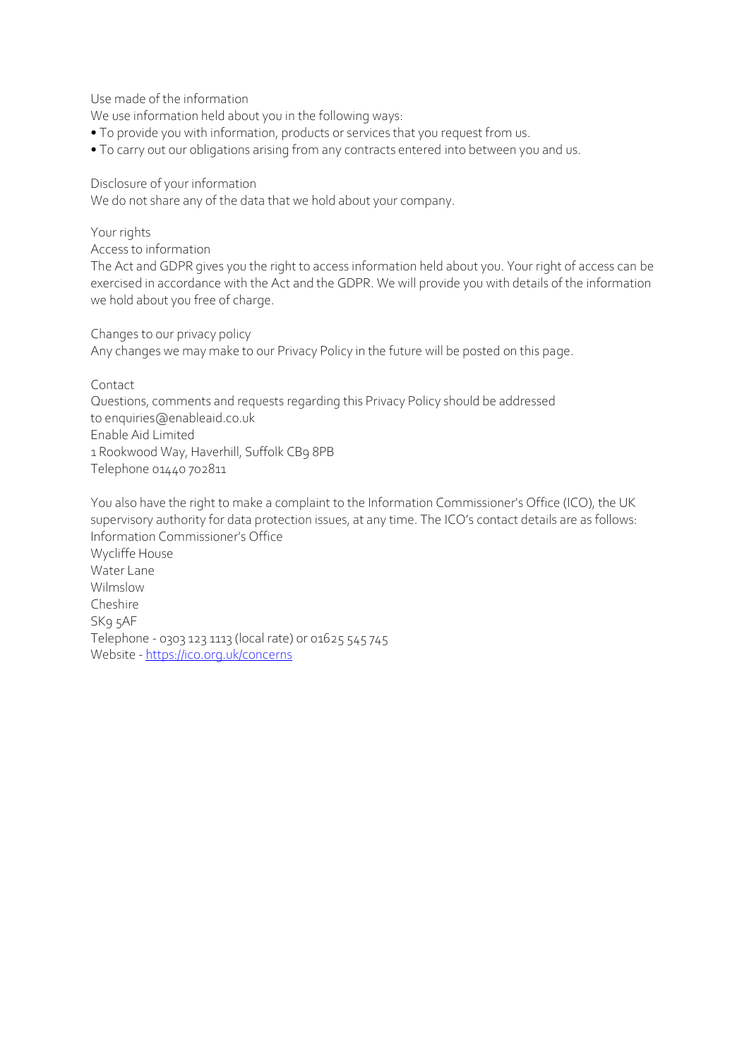## Use made of the information

We use information held about you in the following ways:

- To provide you with information, products or services that you request from us.
- To carry out our obligations arising from any contracts entered into between you and us.

## Disclosure of your information

We do not share any of the data that we hold about your company.

## Your rights

### Access to information

The Act and GDPR gives you the right to access information held about you. Your right of access can be exercised in accordance with the Act and the GDPR. We will provide you with details of the information we hold about you free of charge.

## Changes to our privacy policy

Any changes we may make to our Privacy Policy in the future will be posted on this page.

## Contact

Questions, comments and requests regarding this Privacy Policy should be addressed to enquiries@enableaid.co.uk
Enable Aid Limited
1 Rookwood Way, Haverhill, Suffolk CB9 8PB
Telephone 01440 702811

You also have the right to make a complaint to the Information Commissioner's Office (ICO), the UK supervisory authority for data protection issues, at any time. The ICO's contact details are as follows:
Information Commissioner's Office
Wycliffe House
Water Lane
Wilmslow
Cheshire
SK9 5AF
Telephone - 0303 123 1113 (local rate) or 01625 545 745
Website - [https://ico.org.uk/concerns](https://ico.org.uk/concerns)